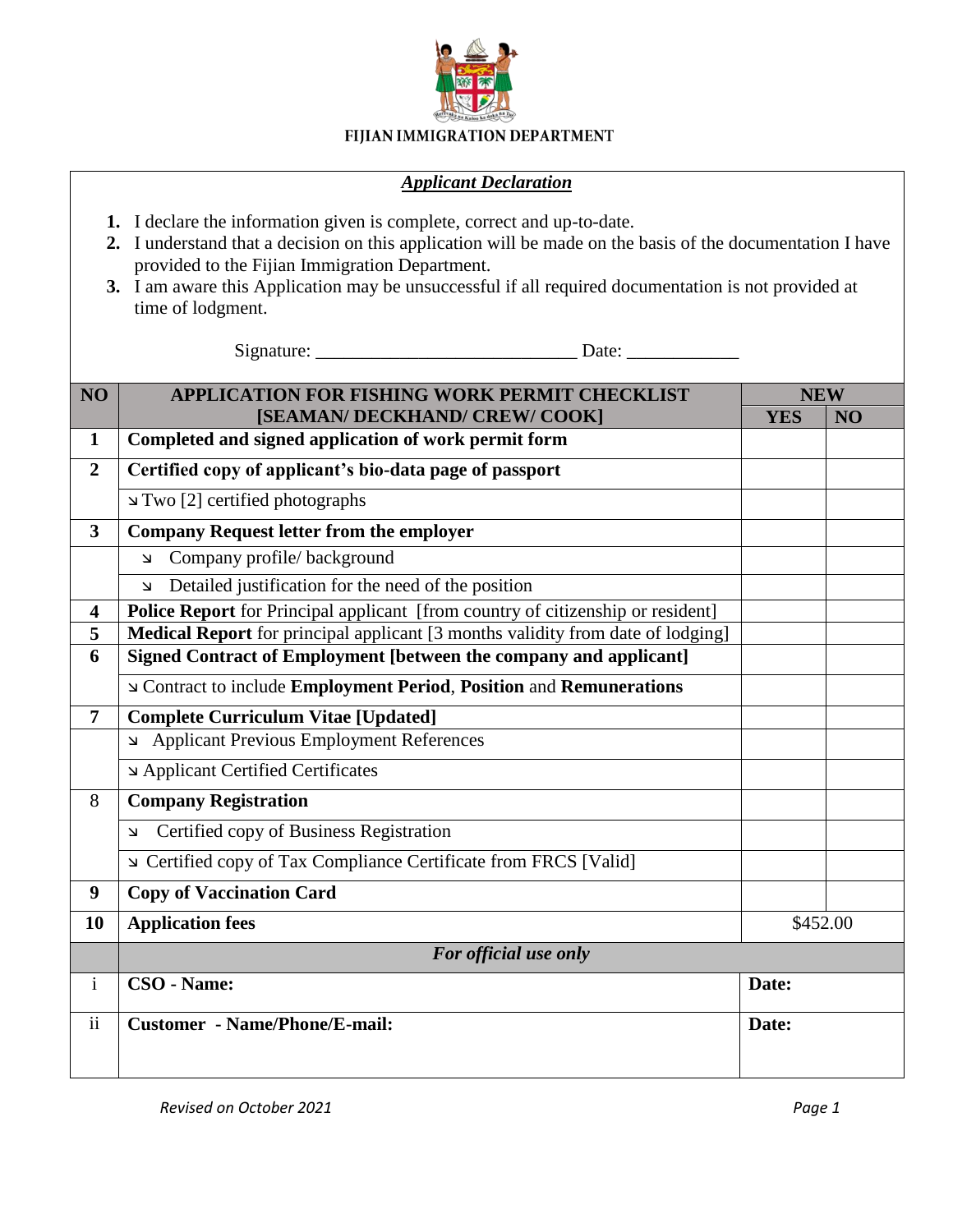FIJIAN IMMIGRATION DEPARTMENT

***Applicant Declaration***

1. I declare the information given is complete, correct and up-to-date.
2. I understand that a decision on this application will be made on the basis of the documentation I have provided to the Fijian Immigration Department.
3. I am aware this Application may be unsuccessful if all required documentation is not provided at time of lodgment.

Signature: ___________________________ Date: ____________

| NO | APPLICATION FOR FISHING WORK PERMIT CHECKLIST [SEAMAN/ DECKHAND/ CREW/ COOK] | NEW | |
|---|---|---|---|
| | | YES | NO |
| **1** | **Completed and signed application of work permit form** | | |
| **2** | **Certified copy of applicant's bio-data page of passport** | | |
| | ↘ Two [2] certified photographs | | |
| **3** | **Company Request letter from the employer** | | |
| | ↘ Company profile/ background | | |
| | ↘ Detailed justification for the need of the position | | |
| **4** | **Police Report** for Principal applicant [from country of citizenship or resident] | | |
| **5** | **Medical Report** for principal applicant [3 months validity from date of lodging] | | |
| **6** | **Signed Contract of Employment [between the company and applicant]** | | |
| | ↘ Contract to include **Employment Period**, **Position** and **Remunerations** | | |
| **7** | **Complete Curriculum Vitae [Updated]** | | |
| | ↘ Applicant Previous Employment References | | |
| | ↘ Applicant Certified Certificates | | |
| 8 | **Company Registration** | | |
| | ↘ Certified copy of Business Registration | | |
| | ↘ Certified copy of Tax Compliance Certificate from FRCS [Valid] | | |
| **9** | **Copy of Vaccination Card** | | |
| **10** | **Application fees** | $452.00 | |
| | ***For official use only*** | | |
| i | **CSO - Name:** | **Date:** | |
| ii | **Customer - Name/Phone/E-mail:** | **Date:** | |

*Revised on October 2021*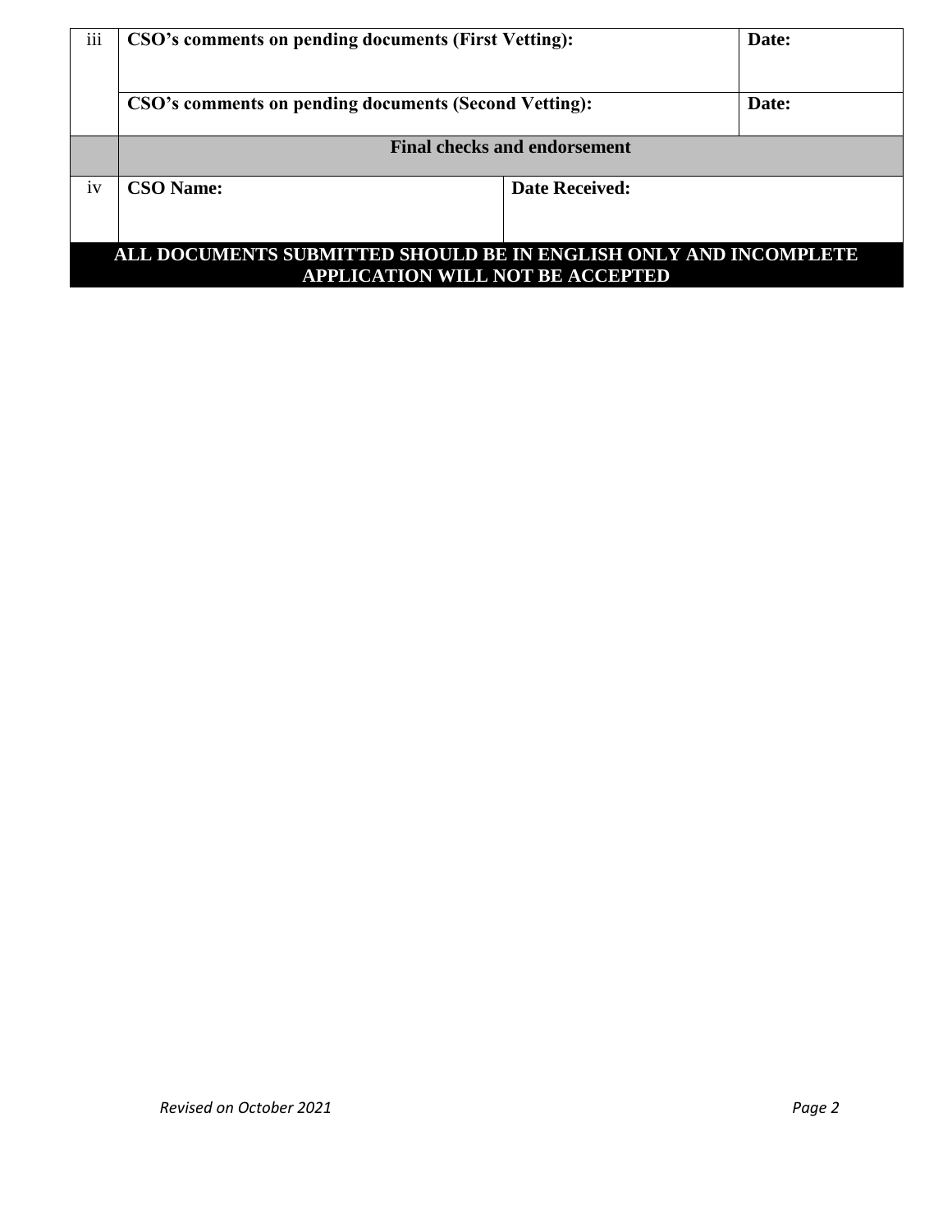| | | | |
|---|---|---|---|
| iii | **CSO's comments on pending documents (First Vetting):** | | **Date:** |
| | **CSO's comments on pending documents (Second Vetting):** | | **Date:** |
| | **Final checks and endorsement** | | |
| iv | **CSO Name:** | **Date Received:** | |

**ALL DOCUMENTS SUBMITTED SHOULD BE IN ENGLISH ONLY AND INCOMPLETE APPLICATION WILL NOT BE ACCEPTED**

*Revised on October 2021*